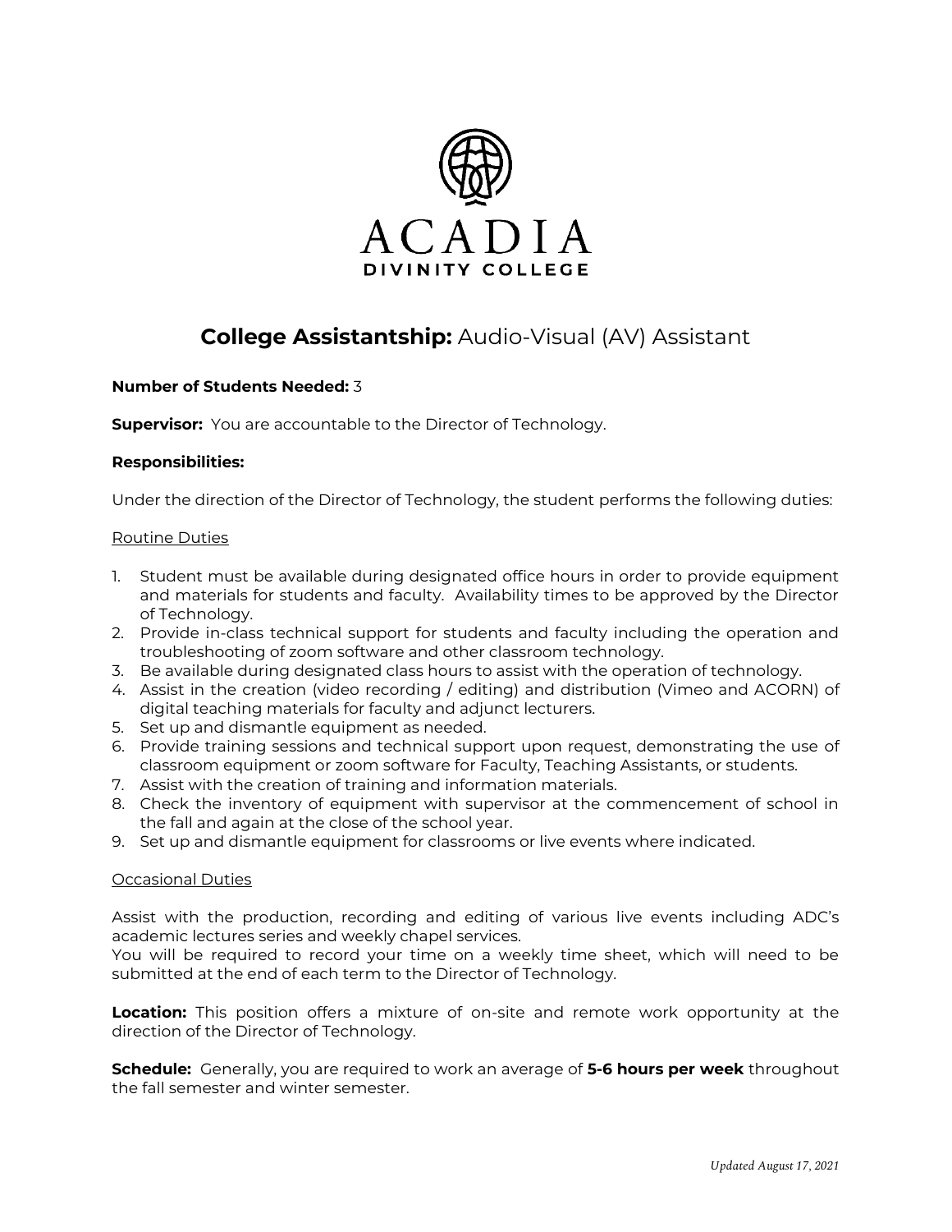ACADIA
DIVINITY COLLEGE

# **College Assistantship:** Audio-Visual (AV) Assistant

**Number of Students Needed:** 3

**Supervisor:** You are accountable to the Director of Technology.

**Responsibilities:**

Under the direction of the Director of Technology, the student performs the following duties:

<u>Routine Duties</u>

1. Student must be available during designated office hours in order to provide equipment and materials for students and faculty. Availability times to be approved by the Director of Technology.
2. Provide in-class technical support for students and faculty including the operation and troubleshooting of zoom software and other classroom technology.
3. Be available during designated class hours to assist with the operation of technology.
4. Assist in the creation (video recording / editing) and distribution (Vimeo and ACORN) of digital teaching materials for faculty and adjunct lecturers.
5. Set up and dismantle equipment as needed.
6. Provide training sessions and technical support upon request, demonstrating the use of classroom equipment or zoom software for Faculty, Teaching Assistants, or students.
7. Assist with the creation of training and information materials.
8. Check the inventory of equipment with supervisor at the commencement of school in the fall and again at the close of the school year.
9. Set up and dismantle equipment for classrooms or live events where indicated.

<u>Occasional Duties</u>

Assist with the production, recording and editing of various live events including ADC's academic lectures series and weekly chapel services.
You will be required to record your time on a weekly time sheet, which will need to be submitted at the end of each term to the Director of Technology.

**Location:** This position offers a mixture of on-site and remote work opportunity at the direction of the Director of Technology.

**Schedule:** Generally, you are required to work an average of **5-6 hours per week** throughout the fall semester and winter semester.

*Updated August 17, 2021*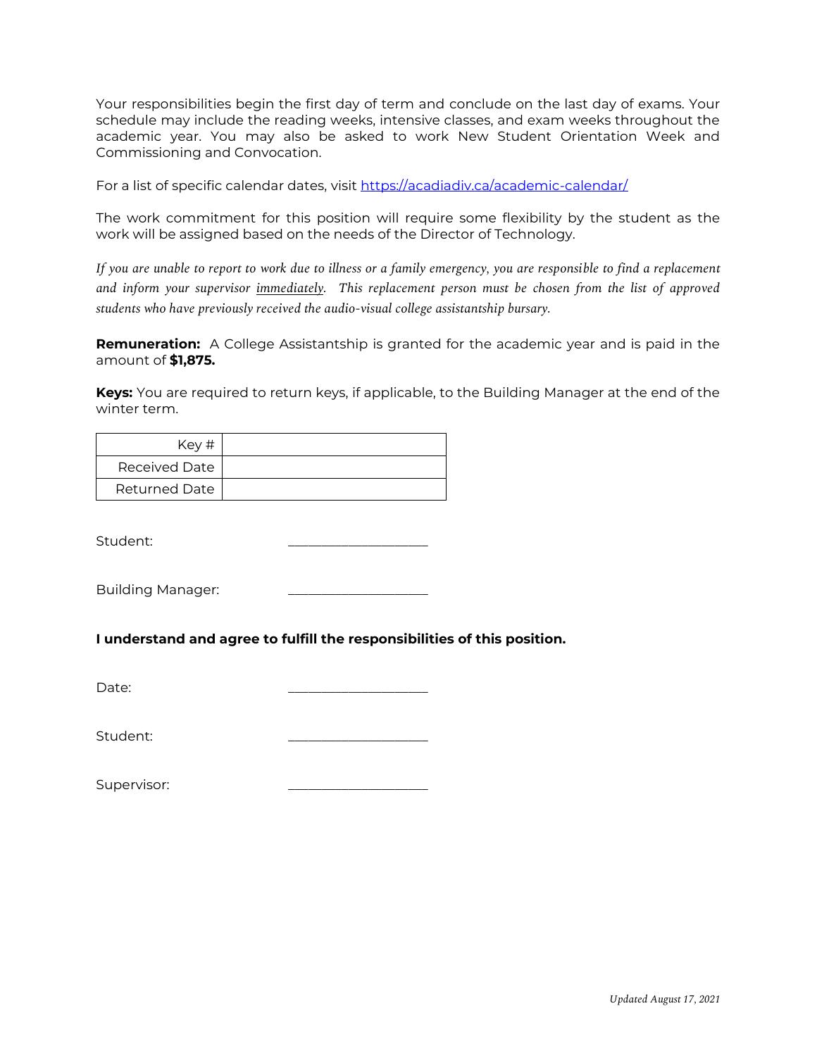Your responsibilities begin the first day of term and conclude on the last day of exams. Your schedule may include the reading weeks, intensive classes, and exam weeks throughout the academic year. You may also be asked to work New Student Orientation Week and Commissioning and Convocation.

For a list of specific calendar dates, visit [https://acadiadiv.ca/academic-calendar/](https://acadiadiv.ca/academic-calendar/)

The work commitment for this position will require some flexibility by the student as the work will be assigned based on the needs of the Director of Technology.

*If you are unable to report to work due to illness or a family emergency, you are responsible to find a replacement and inform your supervisor* ***immediately****. This replacement person must be chosen from the list of approved students who have previously received the audio-visual college assistantship bursary.*

**Remuneration:** A College Assistantship is granted for the academic year and is paid in the amount of **$1,875.**

**Keys:** You are required to return keys, if applicable, to the Building Manager at the end of the winter term.

| | |
|---|---|
| Key # | |
| Received Date | |
| Returned Date | |

Student: ____________________

Building Manager: ____________________

**I understand and agree to fulfill the responsibilities of this position.**

Date: ____________________

Student: ____________________

Supervisor: ____________________

*Updated August 17, 2021*